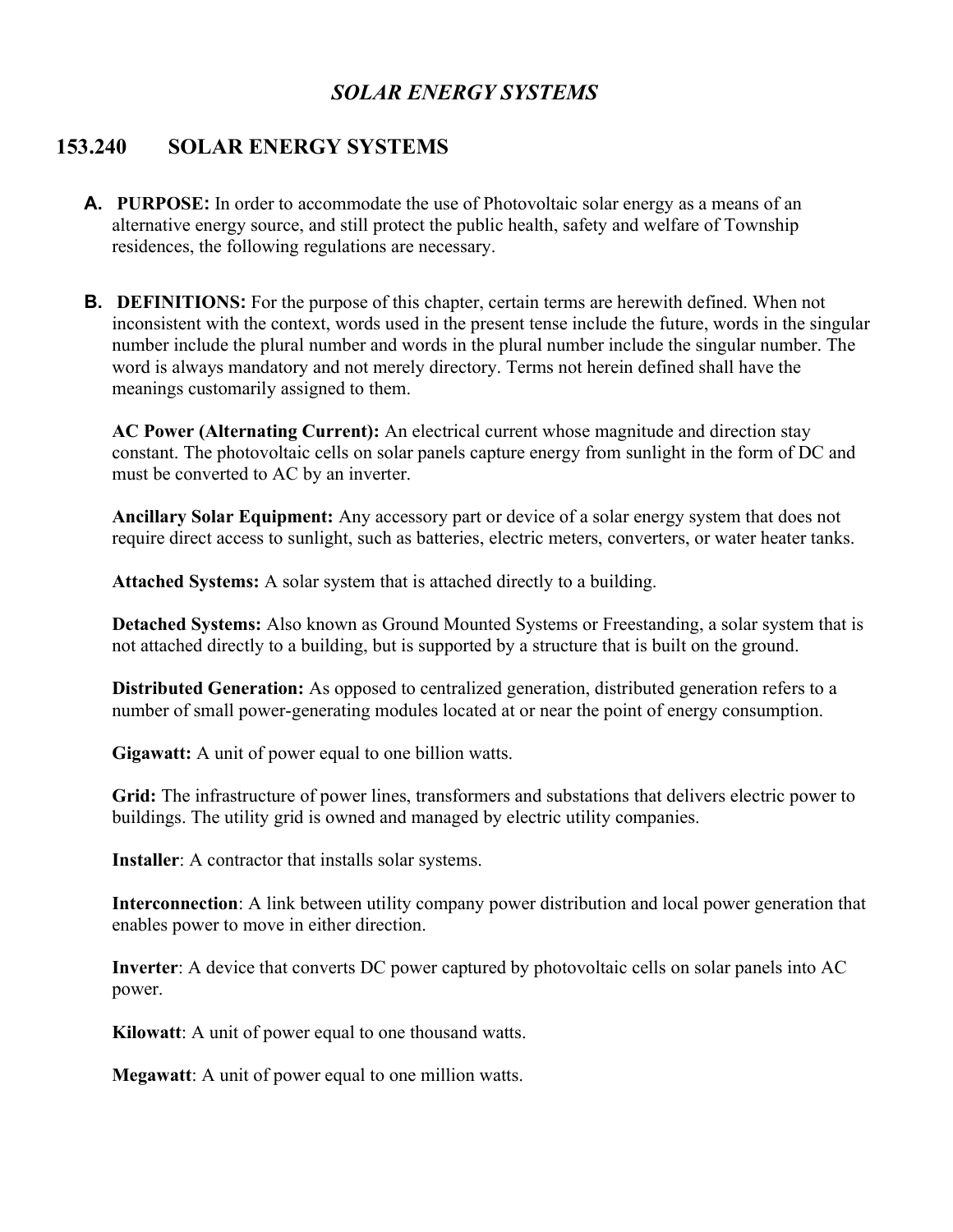# *SOLAR ENERGY SYSTEMS*

## 153.240 SOLAR ENERGY SYSTEMS

**A. PURPOSE:** In order to accommodate the use of Photovoltaic solar energy as a means of an alternative energy source, and still protect the public health, safety and welfare of Township residences, the following regulations are necessary.

**B. DEFINITIONS:** For the purpose of this chapter, certain terms are herewith defined. When not inconsistent with the context, words used in the present tense include the future, words in the singular number include the plural number and words in the plural number include the singular number. The word is always mandatory and not merely directory. Terms not herein defined shall have the meanings customarily assigned to them.

**AC Power (Alternating Current):** An electrical current whose magnitude and direction stay constant. The photovoltaic cells on solar panels capture energy from sunlight in the form of DC and must be converted to AC by an inverter.

**Ancillary Solar Equipment:** Any accessory part or device of a solar energy system that does not require direct access to sunlight, such as batteries, electric meters, converters, or water heater tanks.

**Attached Systems:** A solar system that is attached directly to a building.

**Detached Systems:** Also known as Ground Mounted Systems or Freestanding, a solar system that is not attached directly to a building, but is supported by a structure that is built on the ground.

**Distributed Generation:** As opposed to centralized generation, distributed generation refers to a number of small power-generating modules located at or near the point of energy consumption.

**Gigawatt:** A unit of power equal to one billion watts.

**Grid:** The infrastructure of power lines, transformers and substations that delivers electric power to buildings. The utility grid is owned and managed by electric utility companies.

**Installer**: A contractor that installs solar systems.

**Interconnection**: A link between utility company power distribution and local power generation that enables power to move in either direction.

**Inverter**: A device that converts DC power captured by photovoltaic cells on solar panels into AC power.

**Kilowatt**: A unit of power equal to one thousand watts.

**Megawatt**: A unit of power equal to one million watts.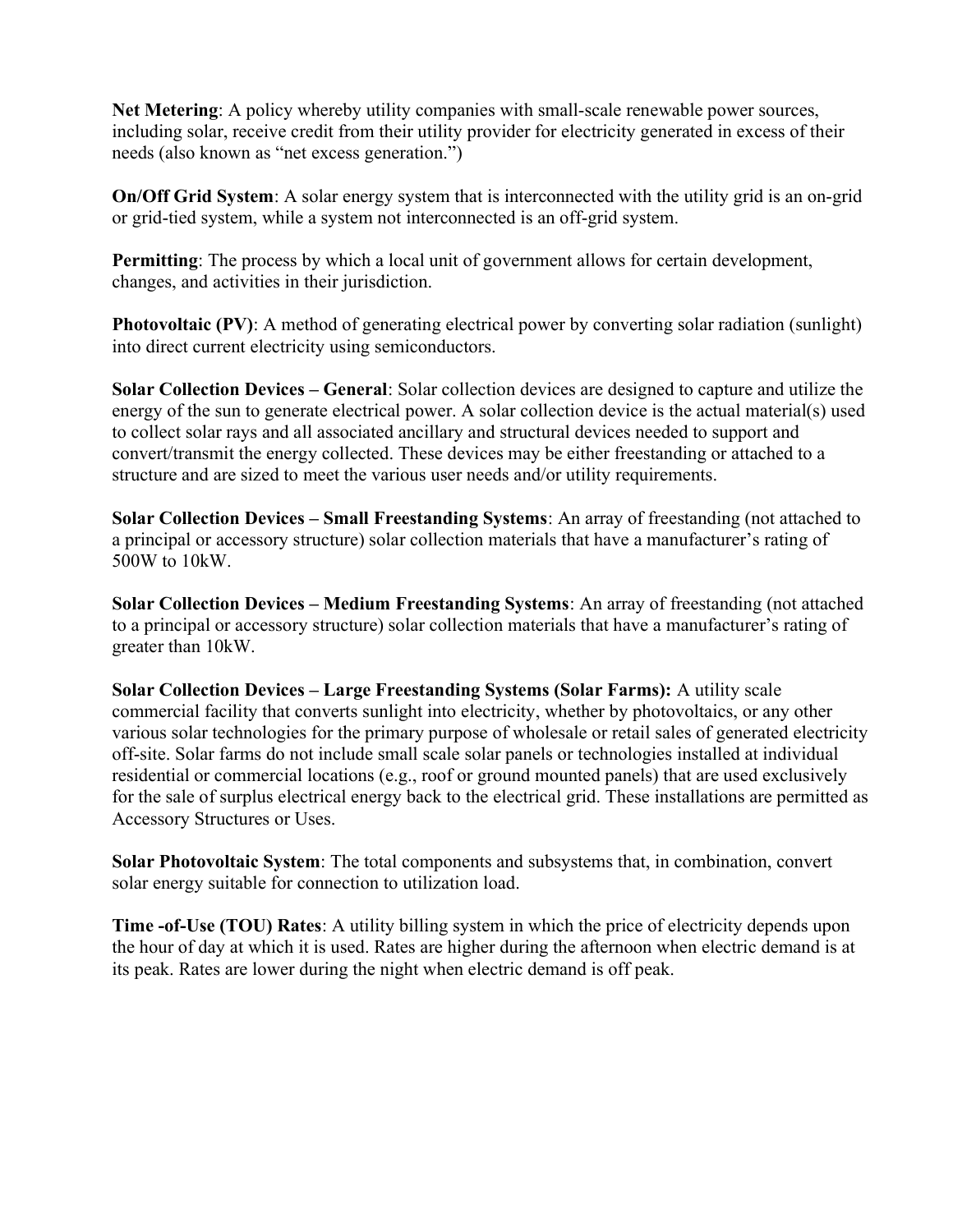**Net Metering**: A policy whereby utility companies with small-scale renewable power sources, including solar, receive credit from their utility provider for electricity generated in excess of their needs (also known as "net excess generation.")

**On/Off Grid System**: A solar energy system that is interconnected with the utility grid is an on-grid or grid-tied system, while a system not interconnected is an off-grid system.

**Permitting**: The process by which a local unit of government allows for certain development, changes, and activities in their jurisdiction.

**Photovoltaic (PV)**: A method of generating electrical power by converting solar radiation (sunlight) into direct current electricity using semiconductors.

**Solar Collection Devices – General**: Solar collection devices are designed to capture and utilize the energy of the sun to generate electrical power. A solar collection device is the actual material(s) used to collect solar rays and all associated ancillary and structural devices needed to support and convert/transmit the energy collected. These devices may be either freestanding or attached to a structure and are sized to meet the various user needs and/or utility requirements.

**Solar Collection Devices – Small Freestanding Systems**: An array of freestanding (not attached to a principal or accessory structure) solar collection materials that have a manufacturer's rating of 500W to 10kW.

**Solar Collection Devices – Medium Freestanding Systems**: An array of freestanding (not attached to a principal or accessory structure) solar collection materials that have a manufacturer's rating of greater than 10kW.

**Solar Collection Devices – Large Freestanding Systems (Solar Farms):** A utility scale commercial facility that converts sunlight into electricity, whether by photovoltaics, or any other various solar technologies for the primary purpose of wholesale or retail sales of generated electricity off-site. Solar farms do not include small scale solar panels or technologies installed at individual residential or commercial locations (e.g., roof or ground mounted panels) that are used exclusively for the sale of surplus electrical energy back to the electrical grid. These installations are permitted as Accessory Structures or Uses.

**Solar Photovoltaic System**: The total components and subsystems that, in combination, convert solar energy suitable for connection to utilization load.

**Time -of-Use (TOU) Rates**: A utility billing system in which the price of electricity depends upon the hour of day at which it is used. Rates are higher during the afternoon when electric demand is at its peak. Rates are lower during the night when electric demand is off peak.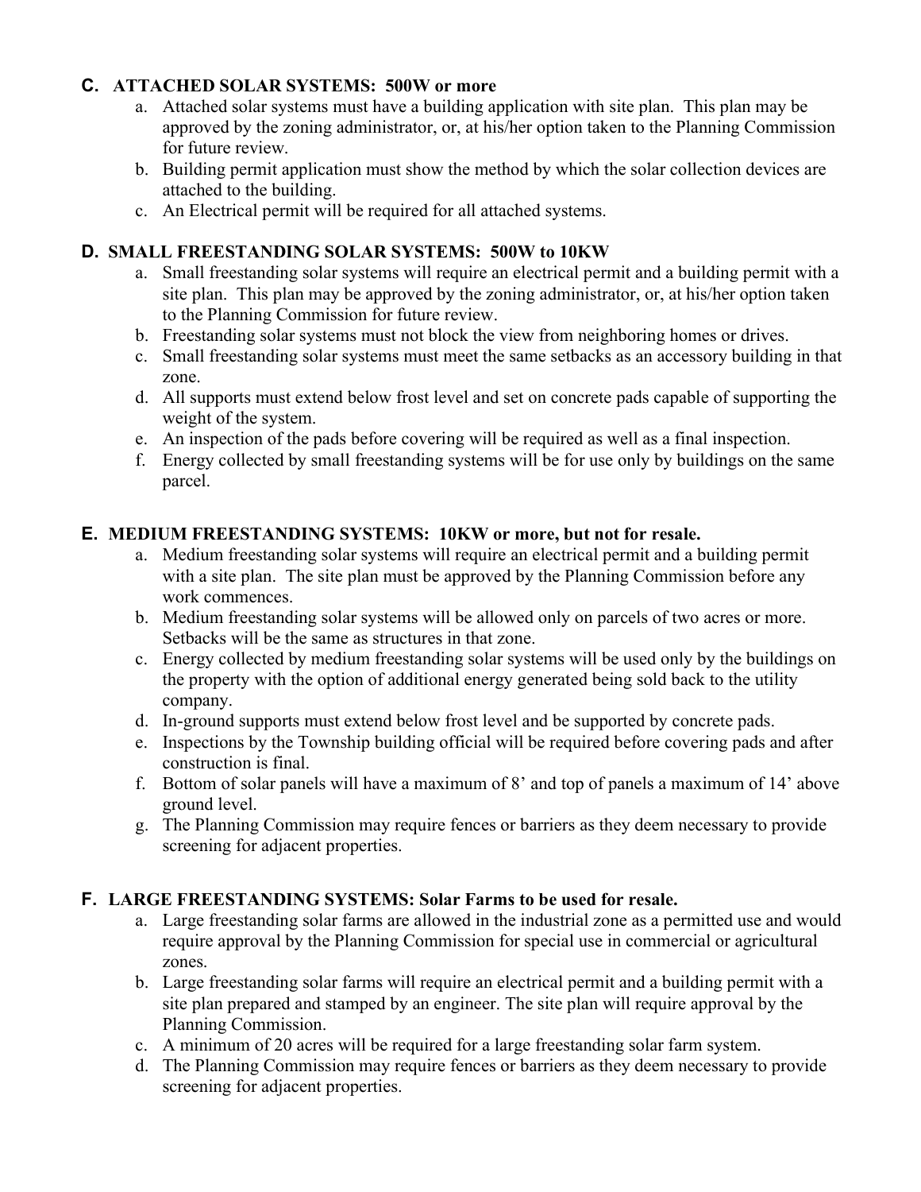### C. ATTACHED SOLAR SYSTEMS: 500W or more

a. Attached solar systems must have a building application with site plan. This plan may be approved by the zoning administrator, or, at his/her option taken to the Planning Commission for future review.
b. Building permit application must show the method by which the solar collection devices are attached to the building.
c. An Electrical permit will be required for all attached systems.

### D. SMALL FREESTANDING SOLAR SYSTEMS: 500W to 10KW

a. Small freestanding solar systems will require an electrical permit and a building permit with a site plan. This plan may be approved by the zoning administrator, or, at his/her option taken to the Planning Commission for future review.
b. Freestanding solar systems must not block the view from neighboring homes or drives.
c. Small freestanding solar systems must meet the same setbacks as an accessory building in that zone.
d. All supports must extend below frost level and set on concrete pads capable of supporting the weight of the system.
e. An inspection of the pads before covering will be required as well as a final inspection.
f. Energy collected by small freestanding systems will be for use only by buildings on the same parcel.

### E. MEDIUM FREESTANDING SYSTEMS: 10KW or more, but not for resale.

a. Medium freestanding solar systems will require an electrical permit and a building permit with a site plan. The site plan must be approved by the Planning Commission before any work commences.
b. Medium freestanding solar systems will be allowed only on parcels of two acres or more. Setbacks will be the same as structures in that zone.
c. Energy collected by medium freestanding solar systems will be used only by the buildings on the property with the option of additional energy generated being sold back to the utility company.
d. In-ground supports must extend below frost level and be supported by concrete pads.
e. Inspections by the Township building official will be required before covering pads and after construction is final.
f. Bottom of solar panels will have a maximum of 8' and top of panels a maximum of 14' above ground level.
g. The Planning Commission may require fences or barriers as they deem necessary to provide screening for adjacent properties.

### F. LARGE FREESTANDING SYSTEMS: Solar Farms to be used for resale.

a. Large freestanding solar farms are allowed in the industrial zone as a permitted use and would require approval by the Planning Commission for special use in commercial or agricultural zones.
b. Large freestanding solar farms will require an electrical permit and a building permit with a site plan prepared and stamped by an engineer. The site plan will require approval by the Planning Commission.
c. A minimum of 20 acres will be required for a large freestanding solar farm system.
d. The Planning Commission may require fences or barriers as they deem necessary to provide screening for adjacent properties.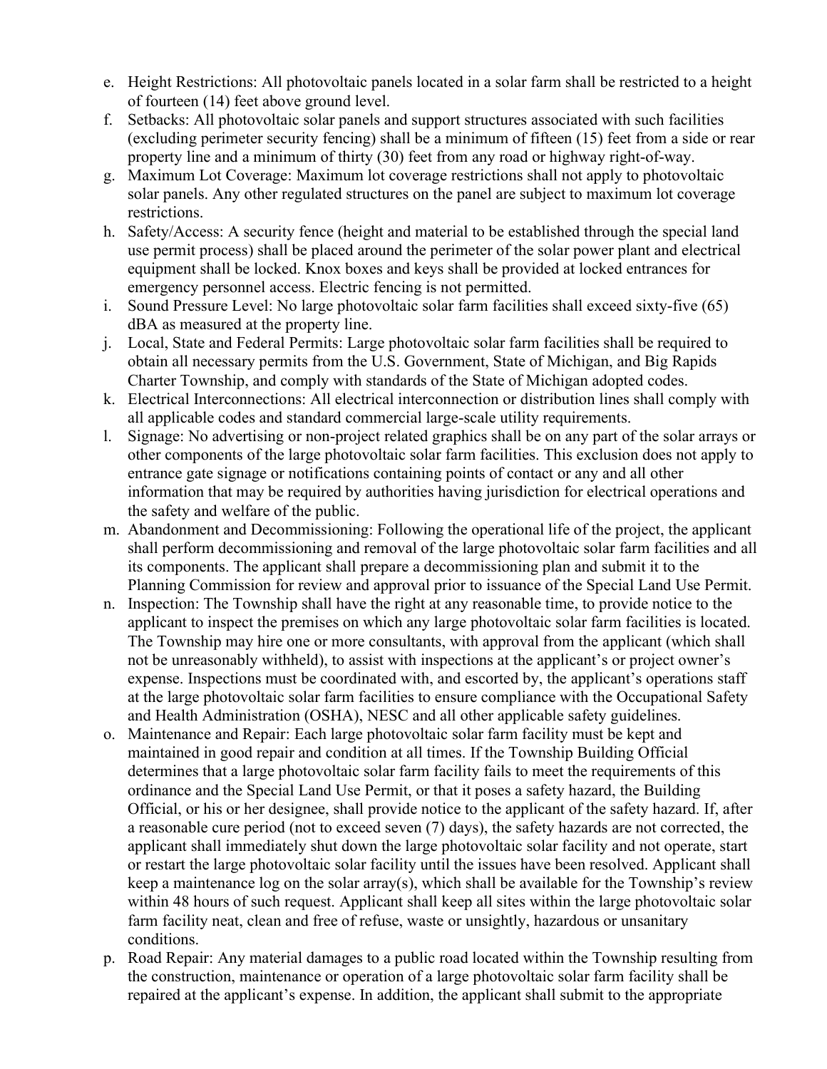e. Height Restrictions: All photovoltaic panels located in a solar farm shall be restricted to a height of fourteen (14) feet above ground level.
f. Setbacks: All photovoltaic solar panels and support structures associated with such facilities (excluding perimeter security fencing) shall be a minimum of fifteen (15) feet from a side or rear property line and a minimum of thirty (30) feet from any road or highway right-of-way.
g. Maximum Lot Coverage: Maximum lot coverage restrictions shall not apply to photovoltaic solar panels. Any other regulated structures on the panel are subject to maximum lot coverage restrictions.
h. Safety/Access: A security fence (height and material to be established through the special land use permit process) shall be placed around the perimeter of the solar power plant and electrical equipment shall be locked. Knox boxes and keys shall be provided at locked entrances for emergency personnel access. Electric fencing is not permitted.
i. Sound Pressure Level: No large photovoltaic solar farm facilities shall exceed sixty-five (65) dBA as measured at the property line.
j. Local, State and Federal Permits: Large photovoltaic solar farm facilities shall be required to obtain all necessary permits from the U.S. Government, State of Michigan, and Big Rapids Charter Township, and comply with standards of the State of Michigan adopted codes.
k. Electrical Interconnections: All electrical interconnection or distribution lines shall comply with all applicable codes and standard commercial large-scale utility requirements.
l. Signage: No advertising or non-project related graphics shall be on any part of the solar arrays or other components of the large photovoltaic solar farm facilities. This exclusion does not apply to entrance gate signage or notifications containing points of contact or any and all other information that may be required by authorities having jurisdiction for electrical operations and the safety and welfare of the public.
m. Abandonment and Decommissioning: Following the operational life of the project, the applicant shall perform decommissioning and removal of the large photovoltaic solar farm facilities and all its components. The applicant shall prepare a decommissioning plan and submit it to the Planning Commission for review and approval prior to issuance of the Special Land Use Permit.
n. Inspection: The Township shall have the right at any reasonable time, to provide notice to the applicant to inspect the premises on which any large photovoltaic solar farm facilities is located. The Township may hire one or more consultants, with approval from the applicant (which shall not be unreasonably withheld), to assist with inspections at the applicant's or project owner's expense. Inspections must be coordinated with, and escorted by, the applicant's operations staff at the large photovoltaic solar farm facilities to ensure compliance with the Occupational Safety and Health Administration (OSHA), NESC and all other applicable safety guidelines.
o. Maintenance and Repair: Each large photovoltaic solar farm facility must be kept and maintained in good repair and condition at all times. If the Township Building Official determines that a large photovoltaic solar farm facility fails to meet the requirements of this ordinance and the Special Land Use Permit, or that it poses a safety hazard, the Building Official, or his or her designee, shall provide notice to the applicant of the safety hazard. If, after a reasonable cure period (not to exceed seven (7) days), the safety hazards are not corrected, the applicant shall immediately shut down the large photovoltaic solar facility and not operate, start or restart the large photovoltaic solar facility until the issues have been resolved. Applicant shall keep a maintenance log on the solar array(s), which shall be available for the Township's review within 48 hours of such request. Applicant shall keep all sites within the large photovoltaic solar farm facility neat, clean and free of refuse, waste or unsightly, hazardous or unsanitary conditions.
p. Road Repair: Any material damages to a public road located within the Township resulting from the construction, maintenance or operation of a large photovoltaic solar farm facility shall be repaired at the applicant's expense. In addition, the applicant shall submit to the appropriate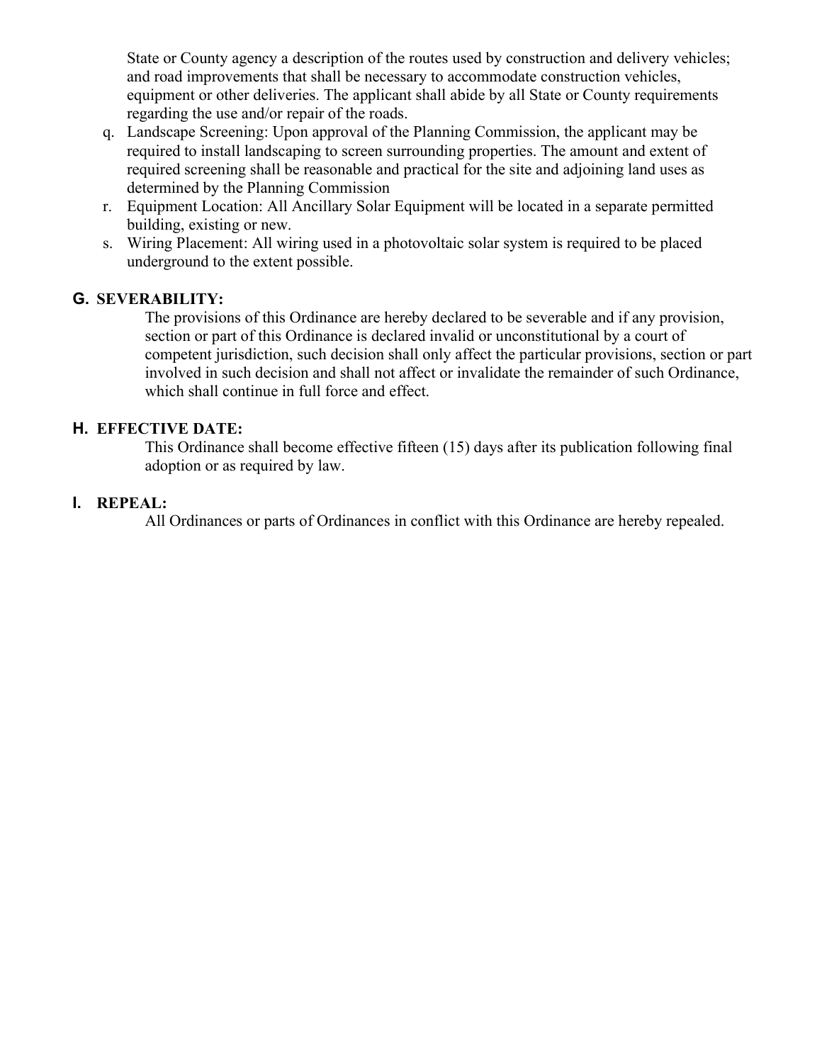State or County agency a description of the routes used by construction and delivery vehicles; and road improvements that shall be necessary to accommodate construction vehicles, equipment or other deliveries. The applicant shall abide by all State or County requirements regarding the use and/or repair of the roads.

q. Landscape Screening: Upon approval of the Planning Commission, the applicant may be required to install landscaping to screen surrounding properties. The amount and extent of required screening shall be reasonable and practical for the site and adjoining land uses as determined by the Planning Commission
r. Equipment Location: All Ancillary Solar Equipment will be located in a separate permitted building, existing or new.
s. Wiring Placement: All wiring used in a photovoltaic solar system is required to be placed underground to the extent possible.

## G. SEVERABILITY:

The provisions of this Ordinance are hereby declared to be severable and if any provision, section or part of this Ordinance is declared invalid or unconstitutional by a court of competent jurisdiction, such decision shall only affect the particular provisions, section or part involved in such decision and shall not affect or invalidate the remainder of such Ordinance, which shall continue in full force and effect.

## H. EFFECTIVE DATE:

This Ordinance shall become effective fifteen (15) days after its publication following final adoption or as required by law.

## I. REPEAL:

All Ordinances or parts of Ordinances in conflict with this Ordinance are hereby repealed.